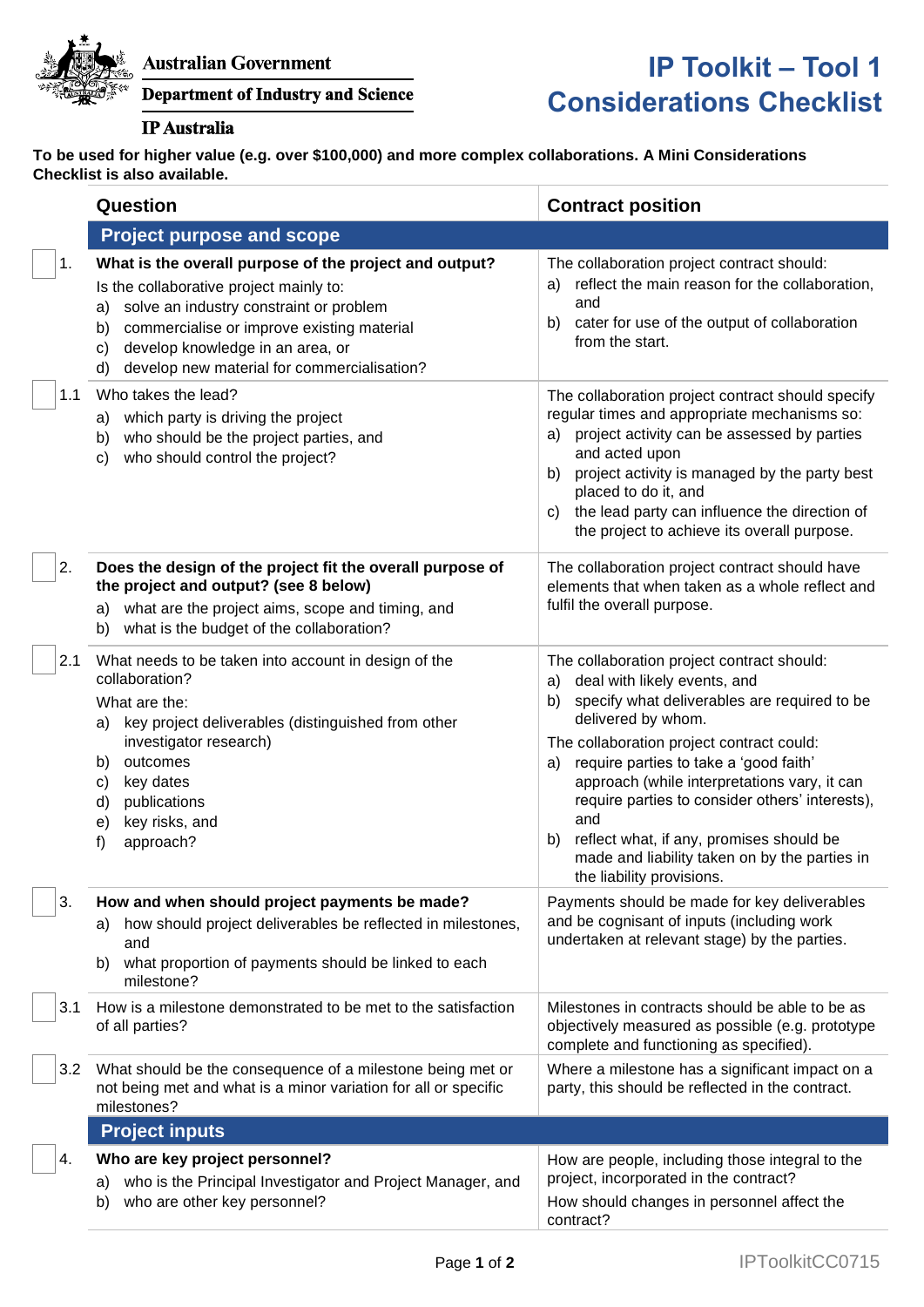Australian Government

Department of Industry and Science

IP Australia

# IP Toolkit – Tool 1 Considerations Checklist

**To be used for higher value (e.g. over $100,000) and more complex collaborations. A Mini Considerations Checklist is also available.**

| | | Question | Contract position |
|---|---|---|---|
| | | **Project purpose and scope** | |
| ☐ | 1. | **What is the overall purpose of the project and output?**<br>Is the collaborative project mainly to:<br>a) solve an industry constraint or problem<br>b) commercialise or improve existing material<br>c) develop knowledge in an area, or<br>d) develop new material for commercialisation? | The collaboration project contract should:<br>a) reflect the main reason for the collaboration, and<br>b) cater for use of the output of collaboration from the start. |
| ☐ | 1.1 | Who takes the lead?<br>a) which party is driving the project<br>b) who should be the project parties, and<br>c) who should control the project? | The collaboration project contract should specify regular times and appropriate mechanisms so:<br>a) project activity can be assessed by parties and acted upon<br>b) project activity is managed by the party best placed to do it, and<br>c) the lead party can influence the direction of the project to achieve its overall purpose. |
| ☐ | 2. | **Does the design of the project fit the overall purpose of the project and output? (see 8 below)**<br>a) what are the project aims, scope and timing, and<br>b) what is the budget of the collaboration? | The collaboration project contract should have elements that when taken as a whole reflect and fulfil the overall purpose. |
| ☐ | 2.1 | What needs to be taken into account in design of the collaboration?<br>What are the:<br>a) key project deliverables (distinguished from other investigator research)<br>b) outcomes<br>c) key dates<br>d) publications<br>e) key risks, and<br>f) approach? | The collaboration project contract should:<br>a) deal with likely events, and<br>b) specify what deliverables are required to be delivered by whom.<br>The collaboration project contract could:<br>a) require parties to take a 'good faith' approach (while interpretations vary, it can require parties to consider others' interests), and<br>b) reflect what, if any, promises should be made and liability taken on by the parties in the liability provisions. |
| ☐ | 3. | **How and when should project payments be made?**<br>a) how should project deliverables be reflected in milestones, and<br>b) what proportion of payments should be linked to each milestone? | Payments should be made for key deliverables and be cognisant of inputs (including work undertaken at relevant stage) by the parties. |
| ☐ | 3.1 | How is a milestone demonstrated to be met to the satisfaction of all parties? | Milestones in contracts should be able to be as objectively measured as possible (e.g. prototype complete and functioning as specified). |
| ☐ | 3.2 | What should be the consequence of a milestone being met or not being met and what is a minor variation for all or specific milestones? | Where a milestone has a significant impact on a party, this should be reflected in the contract. |
| | | **Project inputs** | |
| ☐ | 4. | **Who are key project personnel?**<br>a) who is the Principal Investigator and Project Manager, and<br>b) who are other key personnel? | How are people, including those integral to the project, incorporated in the contract?<br>How should changes in personnel affect the contract? |

IPToolkitCC0715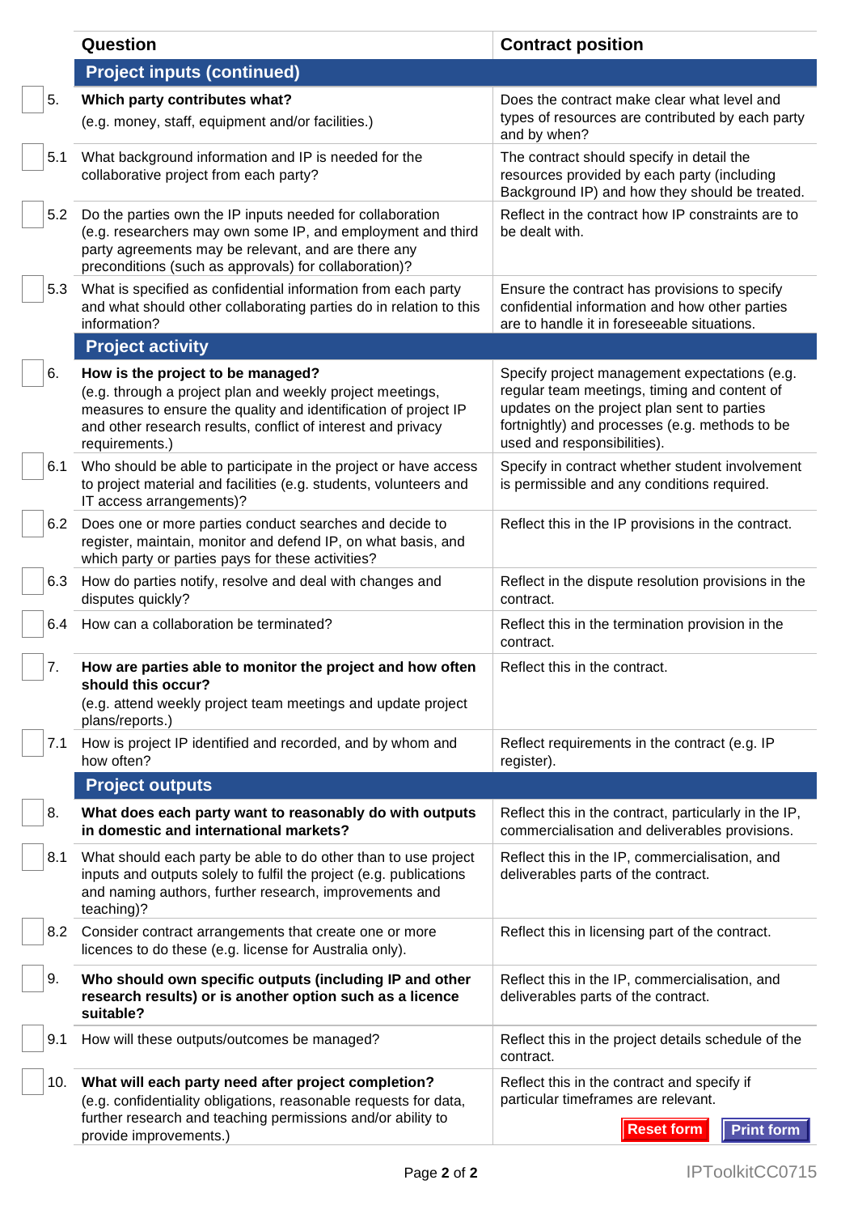| | | Question | Contract position |
|---|---|---|---|
| | | **Project inputs (continued)** | |
| ☐ | 5. | **Which party contributes what?** (e.g. money, staff, equipment and/or facilities.) | Does the contract make clear what level and types of resources are contributed by each party and by when? |
| ☐ | 5.1 | What background information and IP is needed for the collaborative project from each party? | The contract should specify in detail the resources provided by each party (including Background IP) and how they should be treated. |
| ☐ | 5.2 | Do the parties own the IP inputs needed for collaboration (e.g. researchers may own some IP, and employment and third party agreements may be relevant, and are there any preconditions (such as approvals) for collaboration)? | Reflect in the contract how IP constraints are to be dealt with. |
| ☐ | 5.3 | What is specified as confidential information from each party and what should other collaborating parties do in relation to this information? | Ensure the contract has provisions to specify confidential information and how other parties are to handle it in foreseeable situations. |
| | | **Project activity** | |
| ☐ | 6. | **How is the project to be managed?** (e.g. through a project plan and weekly project meetings, measures to ensure the quality and identification of project IP and other research results, conflict of interest and privacy requirements.) | Specify project management expectations (e.g. regular team meetings, timing and content of updates on the project plan sent to parties fortnightly) and processes (e.g. methods to be used and responsibilities). |
| ☐ | 6.1 | Who should be able to participate in the project or have access to project material and facilities (e.g. students, volunteers and IT access arrangements)? | Specify in contract whether student involvement is permissible and any conditions required. |
| ☐ | 6.2 | Does one or more parties conduct searches and decide to register, maintain, monitor and defend IP, on what basis, and which party or parties pays for these activities? | Reflect this in the IP provisions in the contract. |
| ☐ | 6.3 | How do parties notify, resolve and deal with changes and disputes quickly? | Reflect in the dispute resolution provisions in the contract. |
| ☐ | 6.4 | How can a collaboration be terminated? | Reflect this in the termination provision in the contract. |
| ☐ | 7. | **How are parties able to monitor the project and how often should this occur?** (e.g. attend weekly project team meetings and update project plans/reports.) | Reflect this in the contract. |
| ☐ | 7.1 | How is project IP identified and recorded, and by whom and how often? | Reflect requirements in the contract (e.g. IP register). |
| | | **Project outputs** | |
| ☐ | 8. | **What does each party want to reasonably do with outputs in domestic and international markets?** | Reflect this in the contract, particularly in the IP, commercialisation and deliverables provisions. |
| ☐ | 8.1 | What should each party be able to do other than to use project inputs and outputs solely to fulfil the project (e.g. publications and naming authors, further research, improvements and teaching)? | Reflect this in the IP, commercialisation, and deliverables parts of the contract. |
| ☐ | 8.2 | Consider contract arrangements that create one or more licences to do these (e.g. license for Australia only). | Reflect this in licensing part of the contract. |
| ☐ | 9. | **Who should own specific outputs (including IP and other research results) or is another option such as a licence suitable?** | Reflect this in the IP, commercialisation, and deliverables parts of the contract. |
| ☐ | 9.1 | How will these outputs/outcomes be managed? | Reflect this in the project details schedule of the contract. |
| ☐ | 10. | **What will each party need after project completion?** (e.g. confidentiality obligations, reasonable requests for data, further research and teaching permissions and/or ability to provide improvements.) | Reflect this in the contract and specify if particular timeframes are relevant. |

Reset form | Print form

IPToolkitCC0715